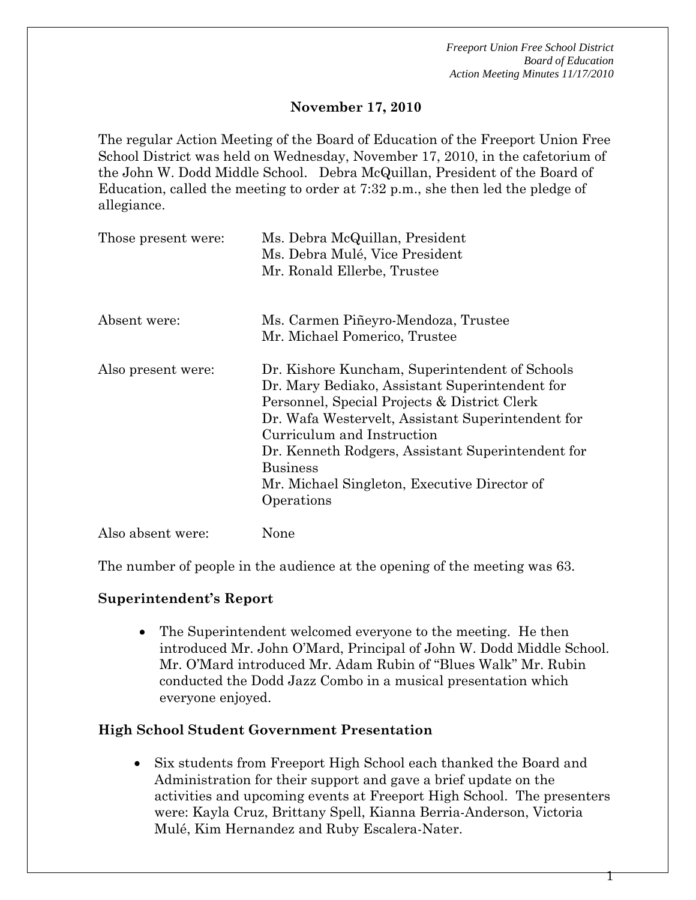## November 17, 2010

The regular Action Meeting of the Board of Education of the Freeport Union Free School District was held on Wednesday, November 17, 2010, in the cafetorium of the John W. Dodd Middle School. Debra McQuillan, President of the Board of Education, called the meeting to order at 7:32 p.m., she then led the pledge of allegiance.

| | |
|---|---|
| Those present were: | Ms. Debra McQuillan, President<br>Ms. Debra Mulé, Vice President<br>Mr. Ronald Ellerbe, Trustee |
| Absent were: | Ms. Carmen Piñeyro-Mendoza, Trustee<br>Mr. Michael Pomerico, Trustee |
| Also present were: | Dr. Kishore Kuncham, Superintendent of Schools<br>Dr. Mary Bediako, Assistant Superintendent for Personnel, Special Projects & District Clerk<br>Dr. Wafa Westervelt, Assistant Superintendent for Curriculum and Instruction<br>Dr. Kenneth Rodgers, Assistant Superintendent for Business<br>Mr. Michael Singleton, Executive Director of Operations |
| Also absent were: | None |

The number of people in the audience at the opening of the meeting was 63.

**Superintendent's Report**

- The Superintendent welcomed everyone to the meeting. He then introduced Mr. John O'Mard, Principal of John W. Dodd Middle School. Mr. O'Mard introduced Mr. Adam Rubin of "Blues Walk" Mr. Rubin conducted the Dodd Jazz Combo in a musical presentation which everyone enjoyed.

**High School Student Government Presentation**

- Six students from Freeport High School each thanked the Board and Administration for their support and gave a brief update on the activities and upcoming events at Freeport High School. The presenters were: Kayla Cruz, Brittany Spell, Kianna Berria-Anderson, Victoria Mulé, Kim Hernandez and Ruby Escalera-Nater.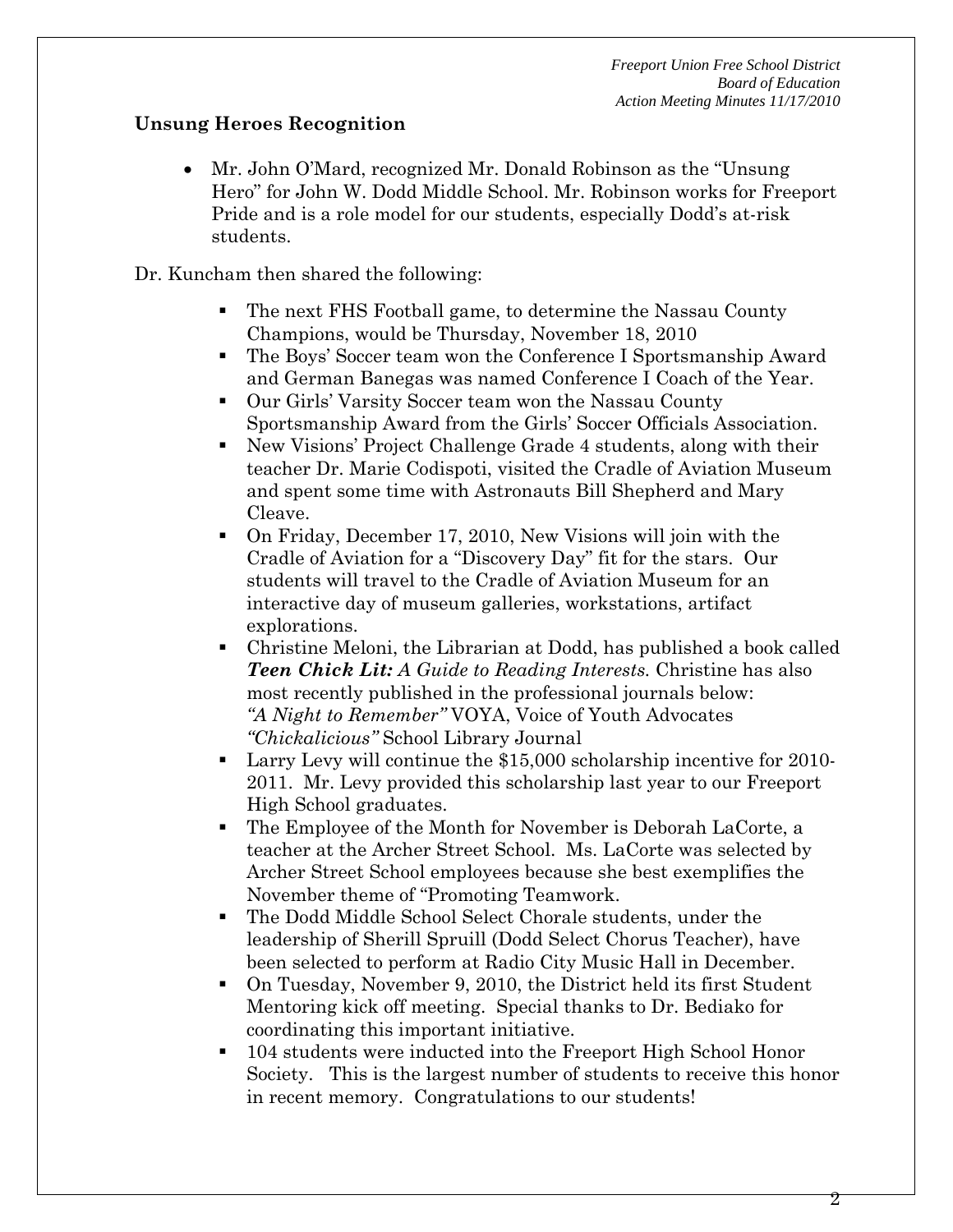**Unsung Heroes Recognition**

- Mr. John O'Mard, recognized Mr. Donald Robinson as the "Unsung Hero" for John W. Dodd Middle School. Mr. Robinson works for Freeport Pride and is a role model for our students, especially Dodd's at-risk students.

Dr. Kuncham then shared the following:

- The next FHS Football game, to determine the Nassau County Champions, would be Thursday, November 18, 2010
- The Boys' Soccer team won the Conference I Sportsmanship Award and German Banegas was named Conference I Coach of the Year.
- Our Girls' Varsity Soccer team won the Nassau County Sportsmanship Award from the Girls' Soccer Officials Association.
- New Visions' Project Challenge Grade 4 students, along with their teacher Dr. Marie Codispoti, visited the Cradle of Aviation Museum and spent some time with Astronauts Bill Shepherd and Mary Cleave.
- On Friday, December 17, 2010, New Visions will join with the Cradle of Aviation for a "Discovery Day" fit for the stars. Our students will travel to the Cradle of Aviation Museum for an interactive day of museum galleries, workstations, artifact explorations.
- Christine Meloni, the Librarian at Dodd, has published a book called ***Teen Chick Lit:*** *A Guide to Reading Interests.* Christine has also most recently published in the professional journals below:
  *"A Night to Remember"* VOYA, Voice of Youth Advocates
  *"Chickalicious"* School Library Journal
- Larry Levy will continue the $15,000 scholarship incentive for 2010-2011. Mr. Levy provided this scholarship last year to our Freeport High School graduates.
- The Employee of the Month for November is Deborah LaCorte, a teacher at the Archer Street School. Ms. LaCorte was selected by Archer Street School employees because she best exemplifies the November theme of "Promoting Teamwork.
- The Dodd Middle School Select Chorale students, under the leadership of Sherill Spruill (Dodd Select Chorus Teacher), have been selected to perform at Radio City Music Hall in December.
- On Tuesday, November 9, 2010, the District held its first Student Mentoring kick off meeting. Special thanks to Dr. Bediako for coordinating this important initiative.
- 104 students were inducted into the Freeport High School Honor Society. This is the largest number of students to receive this honor in recent memory. Congratulations to our students!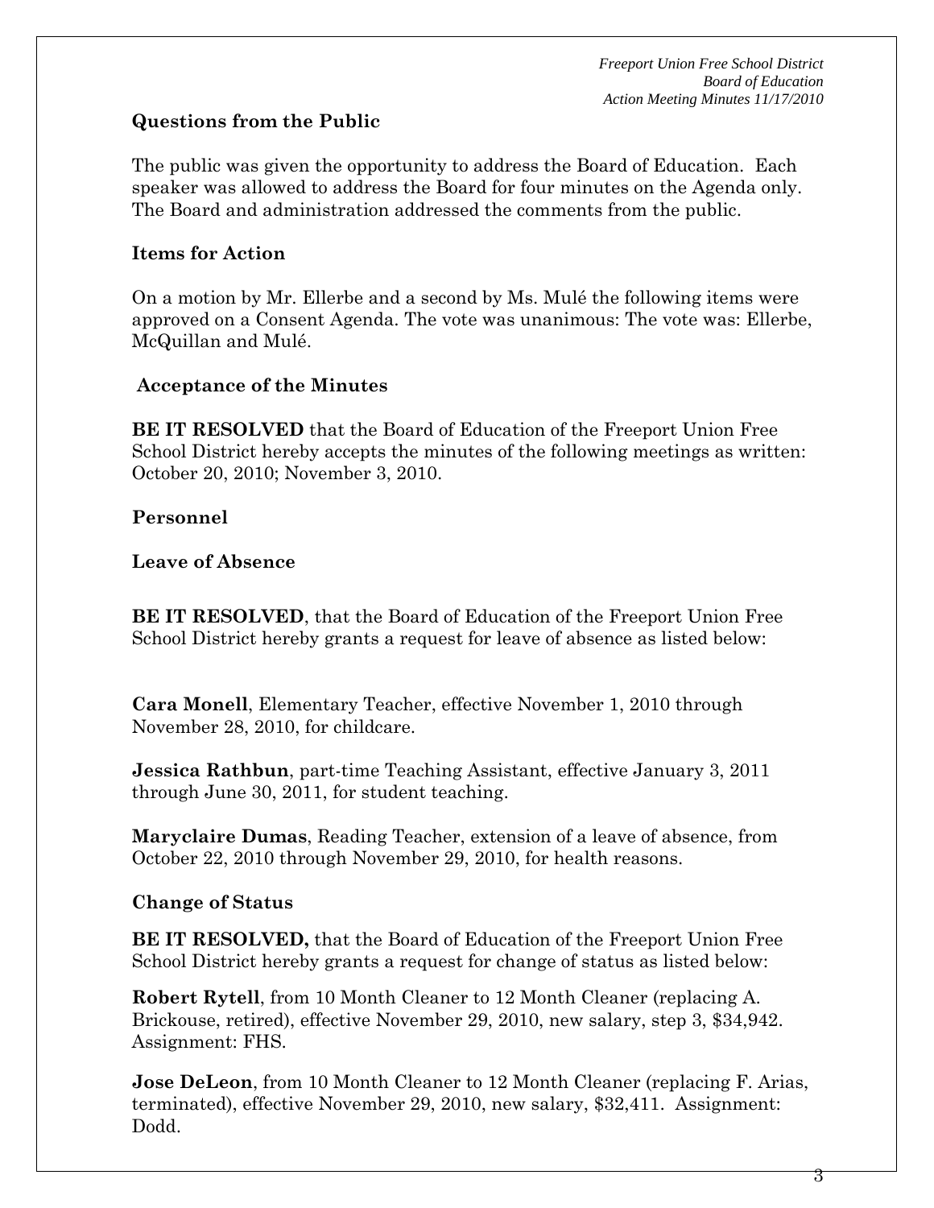## Questions from the Public

The public was given the opportunity to address the Board of Education. Each speaker was allowed to address the Board for four minutes on the Agenda only. The Board and administration addressed the comments from the public.

## Items for Action

On a motion by Mr. Ellerbe and a second by Ms. Mulé the following items were approved on a Consent Agenda. The vote was unanimous: The vote was: Ellerbe, McQuillan and Mulé.

### Acceptance of the Minutes

**BE IT RESOLVED** that the Board of Education of the Freeport Union Free School District hereby accepts the minutes of the following meetings as written: October 20, 2010; November 3, 2010.

### Personnel

#### Leave of Absence

**BE IT RESOLVED**, that the Board of Education of the Freeport Union Free School District hereby grants a request for leave of absence as listed below:

**Cara Monell**, Elementary Teacher, effective November 1, 2010 through November 28, 2010, for childcare.

**Jessica Rathbun**, part-time Teaching Assistant, effective January 3, 2011 through June 30, 2011, for student teaching.

**Maryclaire Dumas**, Reading Teacher, extension of a leave of absence, from October 22, 2010 through November 29, 2010, for health reasons.

#### Change of Status

**BE IT RESOLVED,** that the Board of Education of the Freeport Union Free School District hereby grants a request for change of status as listed below:

**Robert Rytell**, from 10 Month Cleaner to 12 Month Cleaner (replacing A. Brickouse, retired), effective November 29, 2010, new salary, step 3, $34,942. Assignment: FHS.

**Jose DeLeon**, from 10 Month Cleaner to 12 Month Cleaner (replacing F. Arias, terminated), effective November 29, 2010, new salary, $32,411. Assignment: Dodd.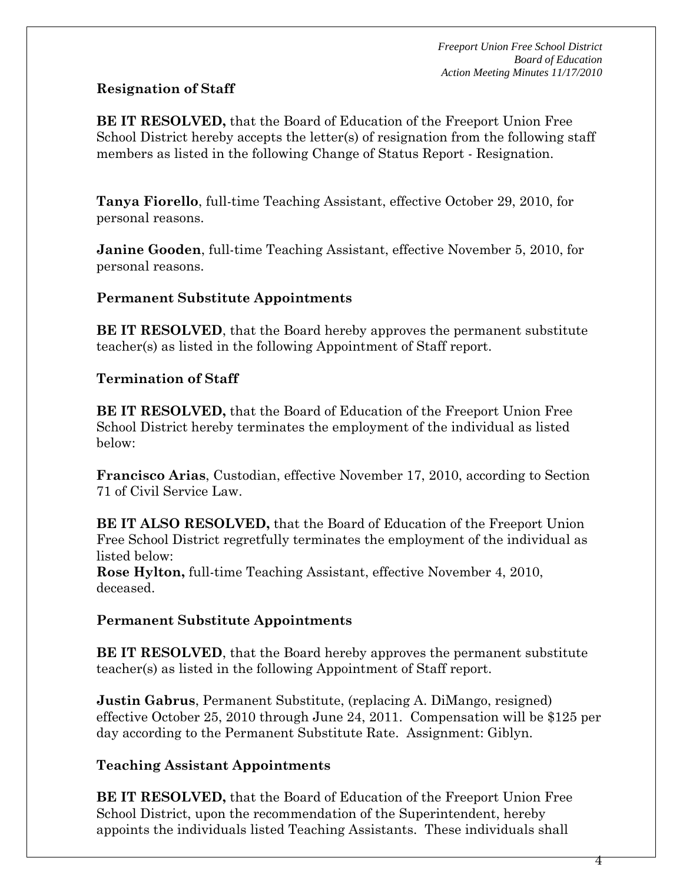**Resignation of Staff**

**BE IT RESOLVED,** that the Board of Education of the Freeport Union Free School District hereby accepts the letter(s) of resignation from the following staff members as listed in the following Change of Status Report - Resignation.

**Tanya Fiorello**, full-time Teaching Assistant, effective October 29, 2010, for personal reasons.

**Janine Gooden**, full-time Teaching Assistant, effective November 5, 2010, for personal reasons.

**Permanent Substitute Appointments**

**BE IT RESOLVED**, that the Board hereby approves the permanent substitute teacher(s) as listed in the following Appointment of Staff report.

**Termination of Staff**

**BE IT RESOLVED,** that the Board of Education of the Freeport Union Free School District hereby terminates the employment of the individual as listed below:

**Francisco Arias**, Custodian, effective November 17, 2010, according to Section 71 of Civil Service Law.

**BE IT ALSO RESOLVED,** that the Board of Education of the Freeport Union Free School District regretfully terminates the employment of the individual as listed below:
**Rose Hylton,** full-time Teaching Assistant, effective November 4, 2010, deceased.

**Permanent Substitute Appointments**

**BE IT RESOLVED**, that the Board hereby approves the permanent substitute teacher(s) as listed in the following Appointment of Staff report.

**Justin Gabrus**, Permanent Substitute, (replacing A. DiMango, resigned) effective October 25, 2010 through June 24, 2011. Compensation will be $125 per day according to the Permanent Substitute Rate. Assignment: Giblyn.

**Teaching Assistant Appointments**

**BE IT RESOLVED,** that the Board of Education of the Freeport Union Free School District, upon the recommendation of the Superintendent, hereby appoints the individuals listed Teaching Assistants. These individuals shall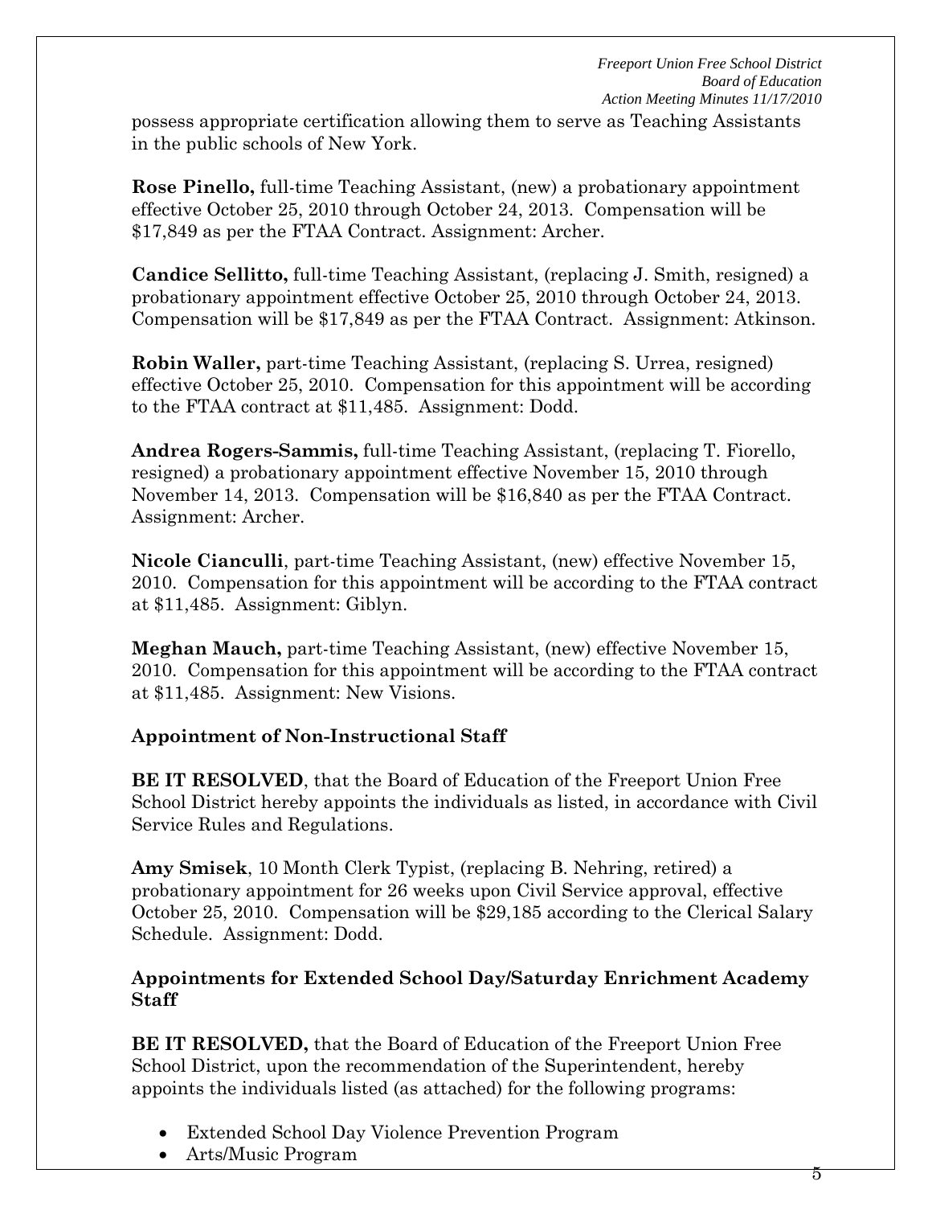possess appropriate certification allowing them to serve as Teaching Assistants in the public schools of New York.

**Rose Pinello,** full-time Teaching Assistant, (new) a probationary appointment effective October 25, 2010 through October 24, 2013. Compensation will be $17,849 as per the FTAA Contract. Assignment: Archer.

**Candice Sellitto,** full-time Teaching Assistant, (replacing J. Smith, resigned) a probationary appointment effective October 25, 2010 through October 24, 2013. Compensation will be $17,849 as per the FTAA Contract. Assignment: Atkinson.

**Robin Waller,** part-time Teaching Assistant, (replacing S. Urrea, resigned) effective October 25, 2010. Compensation for this appointment will be according to the FTAA contract at $11,485. Assignment: Dodd.

**Andrea Rogers-Sammis,** full-time Teaching Assistant, (replacing T. Fiorello, resigned) a probationary appointment effective November 15, 2010 through November 14, 2013. Compensation will be $16,840 as per the FTAA Contract. Assignment: Archer.

**Nicole Cianculli**, part-time Teaching Assistant, (new) effective November 15, 2010. Compensation for this appointment will be according to the FTAA contract at $11,485. Assignment: Giblyn.

**Meghan Mauch,** part-time Teaching Assistant, (new) effective November 15, 2010. Compensation for this appointment will be according to the FTAA contract at $11,485. Assignment: New Visions.

**Appointment of Non-Instructional Staff**

**BE IT RESOLVED**, that the Board of Education of the Freeport Union Free School District hereby appoints the individuals as listed, in accordance with Civil Service Rules and Regulations.

**Amy Smisek**, 10 Month Clerk Typist, (replacing B. Nehring, retired) a probationary appointment for 26 weeks upon Civil Service approval, effective October 25, 2010. Compensation will be $29,185 according to the Clerical Salary Schedule. Assignment: Dodd.

**Appointments for Extended School Day/Saturday Enrichment Academy Staff**

**BE IT RESOLVED,** that the Board of Education of the Freeport Union Free School District, upon the recommendation of the Superintendent, hereby appoints the individuals listed (as attached) for the following programs:

- Extended School Day Violence Prevention Program
- Arts/Music Program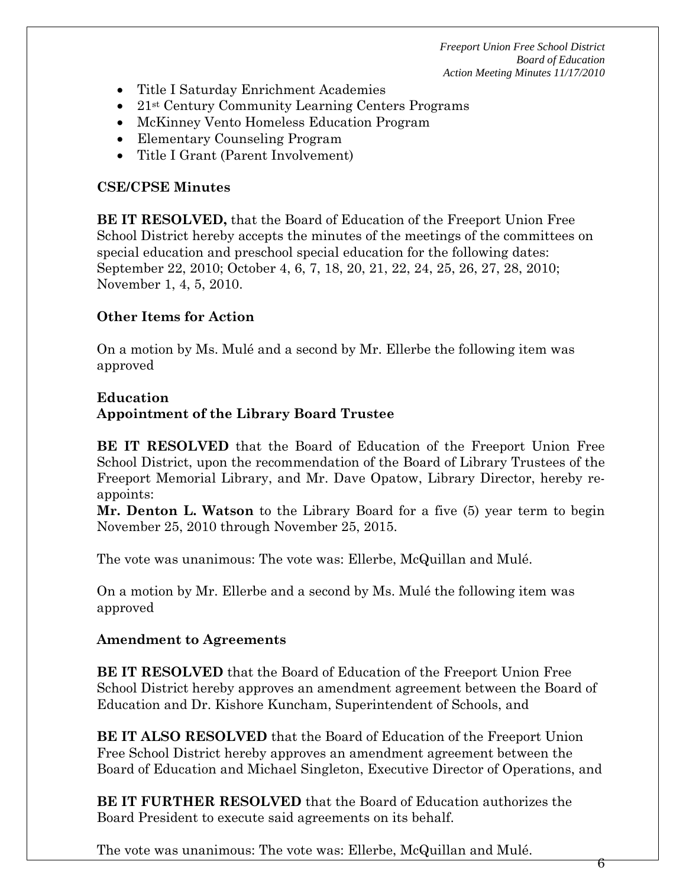- Title I Saturday Enrichment Academies
- 21st Century Community Learning Centers Programs
- McKinney Vento Homeless Education Program
- Elementary Counseling Program
- Title I Grant (Parent Involvement)

**CSE/CPSE Minutes**

**BE IT RESOLVED,** that the Board of Education of the Freeport Union Free School District hereby accepts the minutes of the meetings of the committees on special education and preschool special education for the following dates: September 22, 2010; October 4, 6, 7, 18, 20, 21, 22, 24, 25, 26, 27, 28, 2010; November 1, 4, 5, 2010.

**Other Items for Action**

On a motion by Ms. Mulé and a second by Mr. Ellerbe the following item was approved

**Education**
**Appointment of the Library Board Trustee**

**BE IT RESOLVED** that the Board of Education of the Freeport Union Free School District, upon the recommendation of the Board of Library Trustees of the Freeport Memorial Library, and Mr. Dave Opatow, Library Director, hereby re-appoints:
**Mr. Denton L. Watson** to the Library Board for a five (5) year term to begin November 25, 2010 through November 25, 2015.

The vote was unanimous: The vote was: Ellerbe, McQuillan and Mulé.

On a motion by Mr. Ellerbe and a second by Ms. Mulé the following item was approved

**Amendment to Agreements**

**BE IT RESOLVED** that the Board of Education of the Freeport Union Free School District hereby approves an amendment agreement between the Board of Education and Dr. Kishore Kuncham, Superintendent of Schools, and

**BE IT ALSO RESOLVED** that the Board of Education of the Freeport Union Free School District hereby approves an amendment agreement between the Board of Education and Michael Singleton, Executive Director of Operations, and

**BE IT FURTHER RESOLVED** that the Board of Education authorizes the Board President to execute said agreements on its behalf.

The vote was unanimous: The vote was: Ellerbe, McQuillan and Mulé.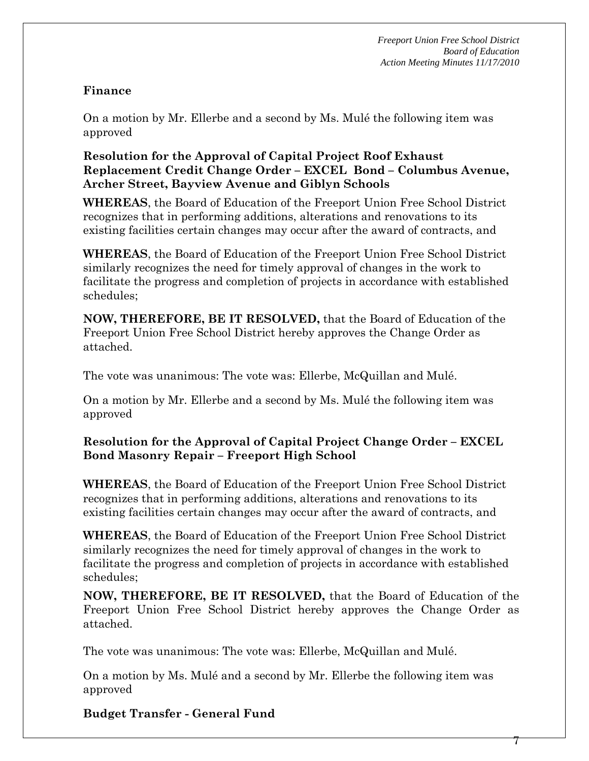## Finance

On a motion by Mr. Ellerbe and a second by Ms. Mulé the following item was approved

**Resolution for the Approval of Capital Project Roof Exhaust Replacement Credit Change Order – EXCEL Bond – Columbus Avenue, Archer Street, Bayview Avenue and Giblyn Schools**

**WHEREAS**, the Board of Education of the Freeport Union Free School District recognizes that in performing additions, alterations and renovations to its existing facilities certain changes may occur after the award of contracts, and

**WHEREAS**, the Board of Education of the Freeport Union Free School District similarly recognizes the need for timely approval of changes in the work to facilitate the progress and completion of projects in accordance with established schedules;

**NOW, THEREFORE, BE IT RESOLVED,** that the Board of Education of the Freeport Union Free School District hereby approves the Change Order as attached.

The vote was unanimous: The vote was: Ellerbe, McQuillan and Mulé.

On a motion by Mr. Ellerbe and a second by Ms. Mulé the following item was approved

**Resolution for the Approval of Capital Project Change Order – EXCEL Bond Masonry Repair – Freeport High School**

**WHEREAS**, the Board of Education of the Freeport Union Free School District recognizes that in performing additions, alterations and renovations to its existing facilities certain changes may occur after the award of contracts, and

**WHEREAS**, the Board of Education of the Freeport Union Free School District similarly recognizes the need for timely approval of changes in the work to facilitate the progress and completion of projects in accordance with established schedules;

**NOW, THEREFORE, BE IT RESOLVED,** that the Board of Education of the Freeport Union Free School District hereby approves the Change Order as attached.

The vote was unanimous: The vote was: Ellerbe, McQuillan and Mulé.

On a motion by Ms. Mulé and a second by Mr. Ellerbe the following item was approved

**Budget Transfer - General Fund**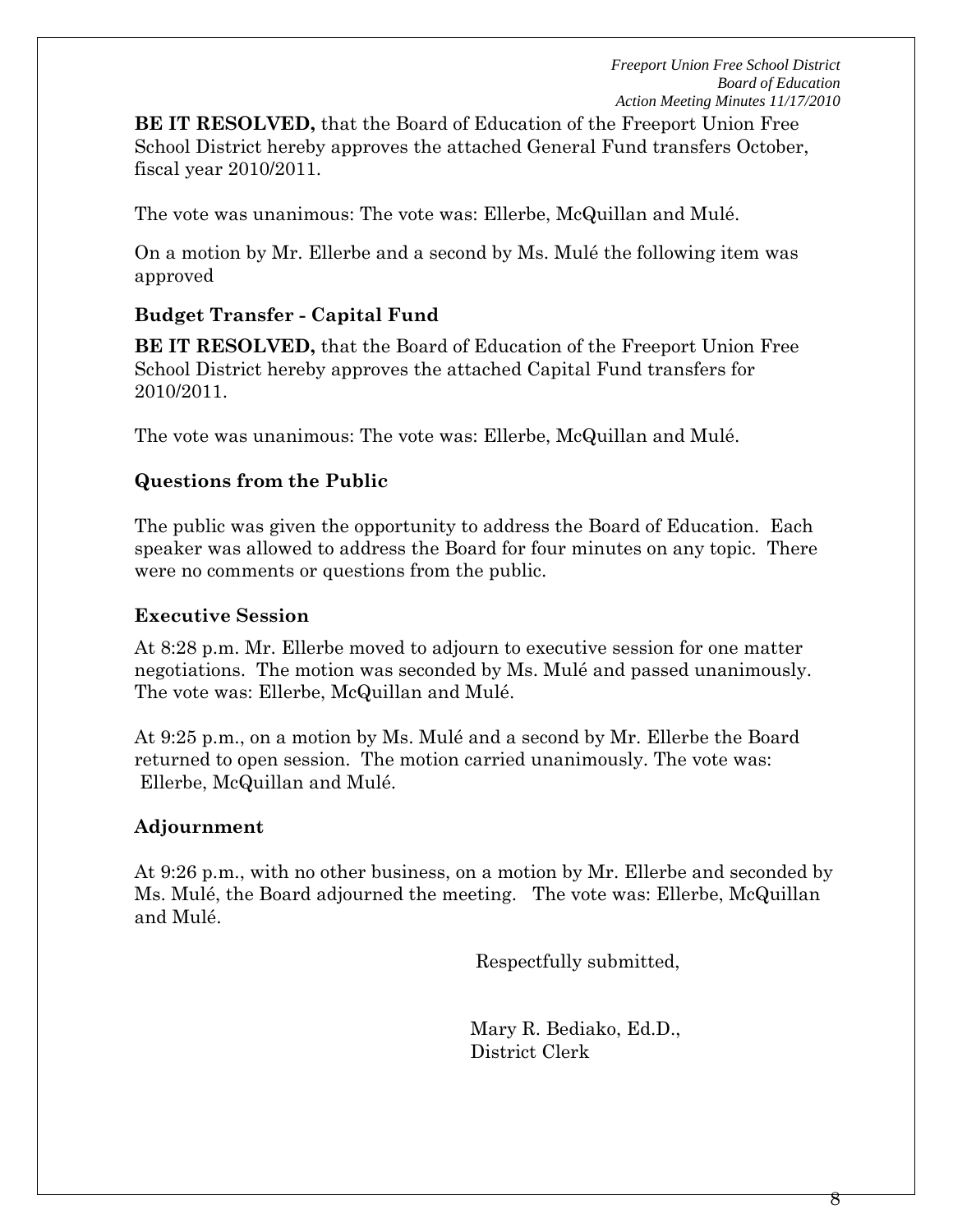**BE IT RESOLVED,** that the Board of Education of the Freeport Union Free School District hereby approves the attached General Fund transfers October, fiscal year 2010/2011.

The vote was unanimous: The vote was: Ellerbe, McQuillan and Mulé.

On a motion by Mr. Ellerbe and a second by Ms. Mulé the following item was approved

### Budget Transfer - Capital Fund

**BE IT RESOLVED,** that the Board of Education of the Freeport Union Free School District hereby approves the attached Capital Fund transfers for 2010/2011.

The vote was unanimous: The vote was: Ellerbe, McQuillan and Mulé.

### Questions from the Public

The public was given the opportunity to address the Board of Education. Each speaker was allowed to address the Board for four minutes on any topic. There were no comments or questions from the public.

### Executive Session

At 8:28 p.m. Mr. Ellerbe moved to adjourn to executive session for one matter negotiations. The motion was seconded by Ms. Mulé and passed unanimously. The vote was: Ellerbe, McQuillan and Mulé.

At 9:25 p.m., on a motion by Ms. Mulé and a second by Mr. Ellerbe the Board returned to open session. The motion carried unanimously. The vote was: Ellerbe, McQuillan and Mulé.

### Adjournment

At 9:26 p.m., with no other business, on a motion by Mr. Ellerbe and seconded by Ms. Mulé, the Board adjourned the meeting. The vote was: Ellerbe, McQuillan and Mulé.

Respectfully submitted,

Mary R. Bediako, Ed.D.,
District Clerk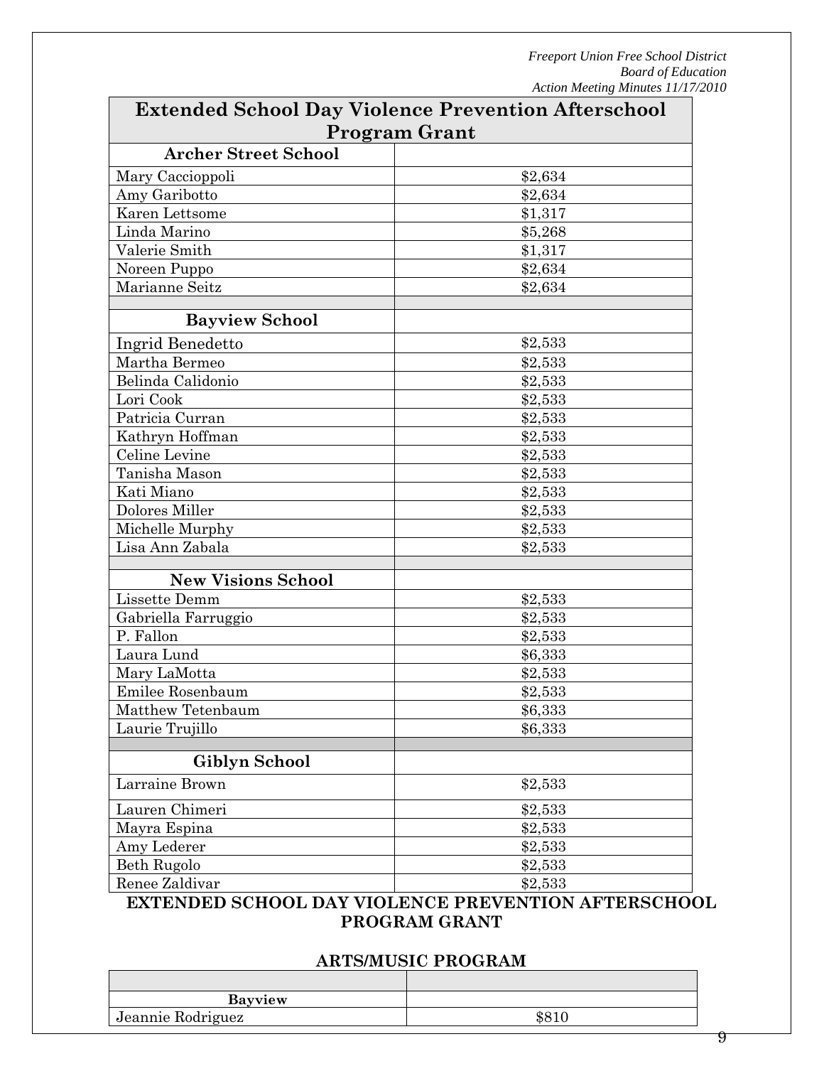| Extended School Day Violence Prevention Afterschool Program Grant | |
|---|---|
| **Archer Street School** | |
| Mary Caccioppoli | $2,634 |
| Amy Garibotto | $2,634 |
| Karen Lettsome | $1,317 |
| Linda Marino | $5,268 |
| Valerie Smith | $1,317 |
| Noreen Puppo | $2,634 |
| Marianne Seitz | $2,634 |
| | |
| **Bayview School** | |
| Ingrid Benedetto | $2,533 |
| Martha Bermeo | $2,533 |
| Belinda Calidonio | $2,533 |
| Lori Cook | $2,533 |
| Patricia Curran | $2,533 |
| Kathryn Hoffman | $2,533 |
| Celine Levine | $2,533 |
| Tanisha Mason | $2,533 |
| Kati Miano | $2,533 |
| Dolores Miller | $2,533 |
| Michelle Murphy | $2,533 |
| Lisa Ann Zabala | $2,533 |
| | |
| **New Visions School** | |
| Lissette Demm | $2,533 |
| Gabriella Farruggio | $2,533 |
| P. Fallon | $2,533 |
| Laura Lund | $6,333 |
| Mary LaMotta | $2,533 |
| Emilee Rosenbaum | $2,533 |
| Matthew Tetenbaum | $6,333 |
| Laurie Trujillo | $6,333 |
| | |
| **Giblyn School** | |
| Larraine Brown | $2,533 |
| Lauren Chimeri | $2,533 |
| Mayra Espina | $2,533 |
| Amy Lederer | $2,533 |
| Beth Rugolo | $2,533 |
| Renee Zaldivar | $2,533 |

**EXTENDED SCHOOL DAY VIOLENCE PREVENTION AFTERSCHOOL PROGRAM GRANT**

**ARTS/MUSIC PROGRAM**

| | |
|---|---|
| **Bayview** | |
| Jeannie Rodriguez | $810 |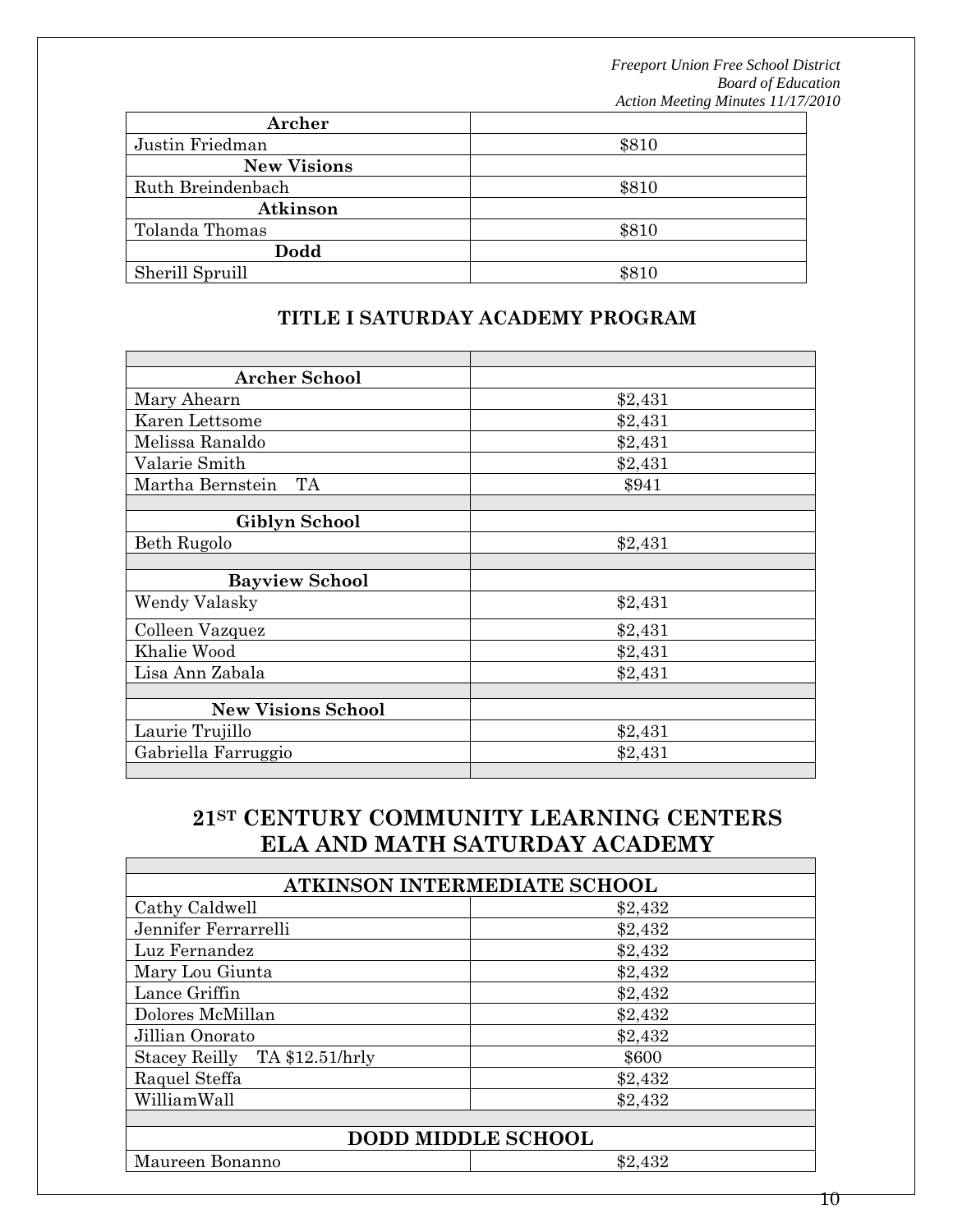| Archer | |
|---|---|
| Justin Friedman | $810 |
| **New Visions** | |
| Ruth Breindenbach | $810 |
| **Atkinson** | |
| Tolanda Thomas | $810 |
| **Dodd** | |
| Sherill Spruill | $810 |

### TITLE I SATURDAY ACADEMY PROGRAM

| | |
|---|---|
| **Archer School** | |
| Mary Ahearn | $2,431 |
| Karen Lettsome | $2,431 |
| Melissa Ranaldo | $2,431 |
| Valarie Smith | $2,431 |
| Martha Bernstein TA | $941 |
| | |
| **Giblyn School** | |
| Beth Rugolo | $2,431 |
| | |
| **Bayview School** | |
| Wendy Valasky | $2,431 |
| Colleen Vazquez | $2,431 |
| Khalie Wood | $2,431 |
| Lisa Ann Zabala | $2,431 |
| | |
| **New Visions School** | |
| Laurie Trujillo | $2,431 |
| Gabriella Farruggio | $2,431 |
| | |

## 21ST CENTURY COMMUNITY LEARNING CENTERS ELA AND MATH SATURDAY ACADEMY

| | |
|---|---|
| **ATKINSON INTERMEDIATE SCHOOL** | |
| Cathy Caldwell | $2,432 |
| Jennifer Ferrarrelli | $2,432 |
| Luz Fernandez | $2,432 |
| Mary Lou Giunta | $2,432 |
| Lance Griffin | $2,432 |
| Dolores McMillan | $2,432 |
| Jillian Onorato | $2,432 |
| Stacey Reilly TA $12.51/hrly | $600 |
| Raquel Steffa | $2,432 |
| WilliamWall | $2,432 |
| | |
| **DODD MIDDLE SCHOOL** | |
| Maureen Bonanno | $2,432 |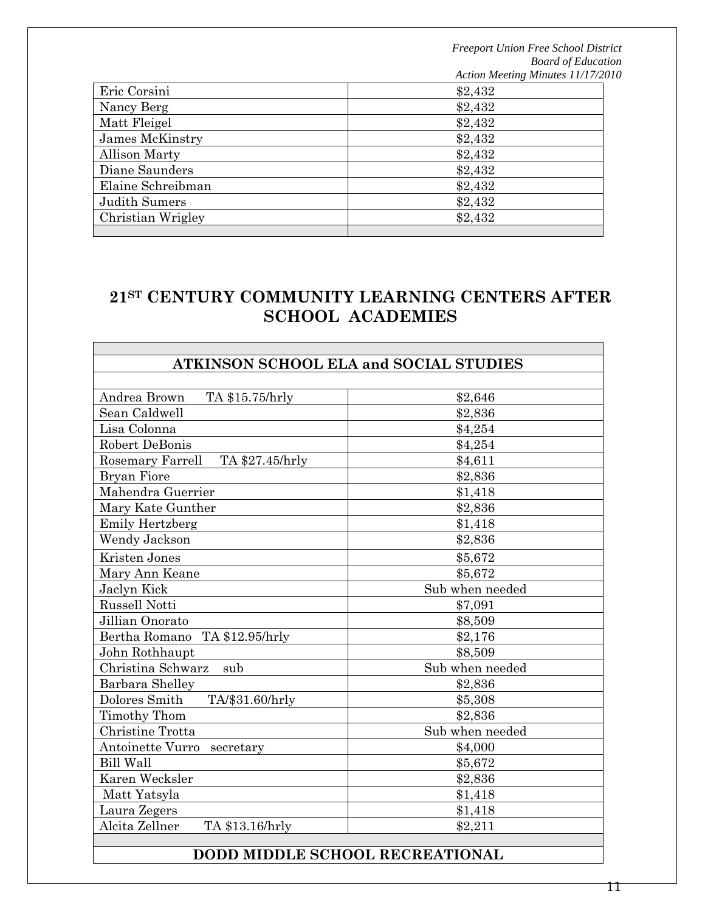| | |
|---|---|
| Eric Corsini | $2,432 |
| Nancy Berg | $2,432 |
| Matt Fleigel | $2,432 |
| James McKinstry | $2,432 |
| Allison Marty | $2,432 |
| Diane Saunders | $2,432 |
| Elaine Schreibman | $2,432 |
| Judith Sumers | $2,432 |
| Christian Wrigley | $2,432 |
| | |

## 21ST CENTURY COMMUNITY LEARNING CENTERS AFTER SCHOOL ACADEMIES

| ATKINSON SCHOOL ELA and SOCIAL STUDIES | |
|---|---|
| | |
| Andrea Brown TA $15.75/hrly | $2,646 |
| Sean Caldwell | $2,836 |
| Lisa Colonna | $4,254 |
| Robert DeBonis | $4,254 |
| Rosemary Farrell TA $27.45/hrly | $4,611 |
| Bryan Fiore | $2,836 |
| Mahendra Guerrier | $1,418 |
| Mary Kate Gunther | $2,836 |
| Emily Hertzberg | $1,418 |
| Wendy Jackson | $2,836 |
| Kristen Jones | $5,672 |
| Mary Ann Keane | $5,672 |
| Jaclyn Kick | Sub when needed |
| Russell Notti | $7,091 |
| Jillian Onorato | $8,509 |
| Bertha Romano TA $12.95/hrly | $2,176 |
| John Rothhaupt | $8,509 |
| Christina Schwarz sub | Sub when needed |
| Barbara Shelley | $2,836 |
| Dolores Smith TA/$31.60/hrly | $5,308 |
| Timothy Thom | $2,836 |
| Christine Trotta | Sub when needed |
| Antoinette Vurro secretary | $4,000 |
| Bill Wall | $5,672 |
| Karen Wecksler | $2,836 |
| Matt Yatsyla | $1,418 |
| Laura Zegers | $1,418 |
| Alcita Zellner TA $13.16/hrly | $2,211 |
| | |
| **DODD MIDDLE SCHOOL RECREATIONAL** | |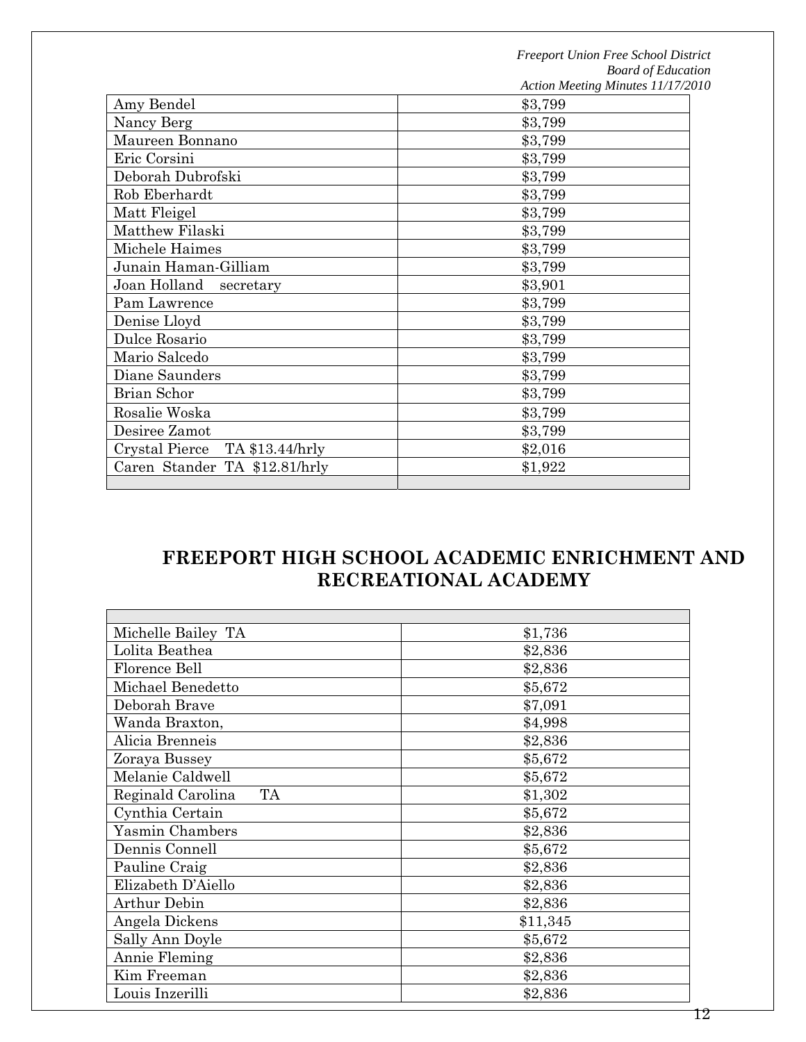| | |
|---|---|
| Amy Bendel | $3,799 |
| Nancy Berg | $3,799 |
| Maureen Bonnano | $3,799 |
| Eric Corsini | $3,799 |
| Deborah Dubrofski | $3,799 |
| Rob Eberhardt | $3,799 |
| Matt Fleigel | $3,799 |
| Matthew Filaski | $3,799 |
| Michele Haimes | $3,799 |
| Junain Haman-Gilliam | $3,799 |
| Joan Holland secretary | $3,901 |
| Pam Lawrence | $3,799 |
| Denise Lloyd | $3,799 |
| Dulce Rosario | $3,799 |
| Mario Salcedo | $3,799 |
| Diane Saunders | $3,799 |
| Brian Schor | $3,799 |
| Rosalie Woska | $3,799 |
| Desiree Zamot | $3,799 |
| Crystal Pierce TA $13.44/hrly | $2,016 |
| Caren Stander TA $12.81/hrly | $1,922 |
| | |

## FREEPORT HIGH SCHOOL ACADEMIC ENRICHMENT AND RECREATIONAL ACADEMY

| | |
|---|---|
| Michelle Bailey TA | $1,736 |
| Lolita Beathea | $2,836 |
| Florence Bell | $2,836 |
| Michael Benedetto | $5,672 |
| Deborah Brave | $7,091 |
| Wanda Braxton, | $4,998 |
| Alicia Brenneis | $2,836 |
| Zoraya Bussey | $5,672 |
| Melanie Caldwell | $5,672 |
| Reginald Carolina TA | $1,302 |
| Cynthia Certain | $5,672 |
| Yasmin Chambers | $2,836 |
| Dennis Connell | $5,672 |
| Pauline Craig | $2,836 |
| Elizabeth D'Aiello | $2,836 |
| Arthur Debin | $2,836 |
| Angela Dickens | $11,345 |
| Sally Ann Doyle | $5,672 |
| Annie Fleming | $2,836 |
| Kim Freeman | $2,836 |
| Louis Inzerilli | $2,836 |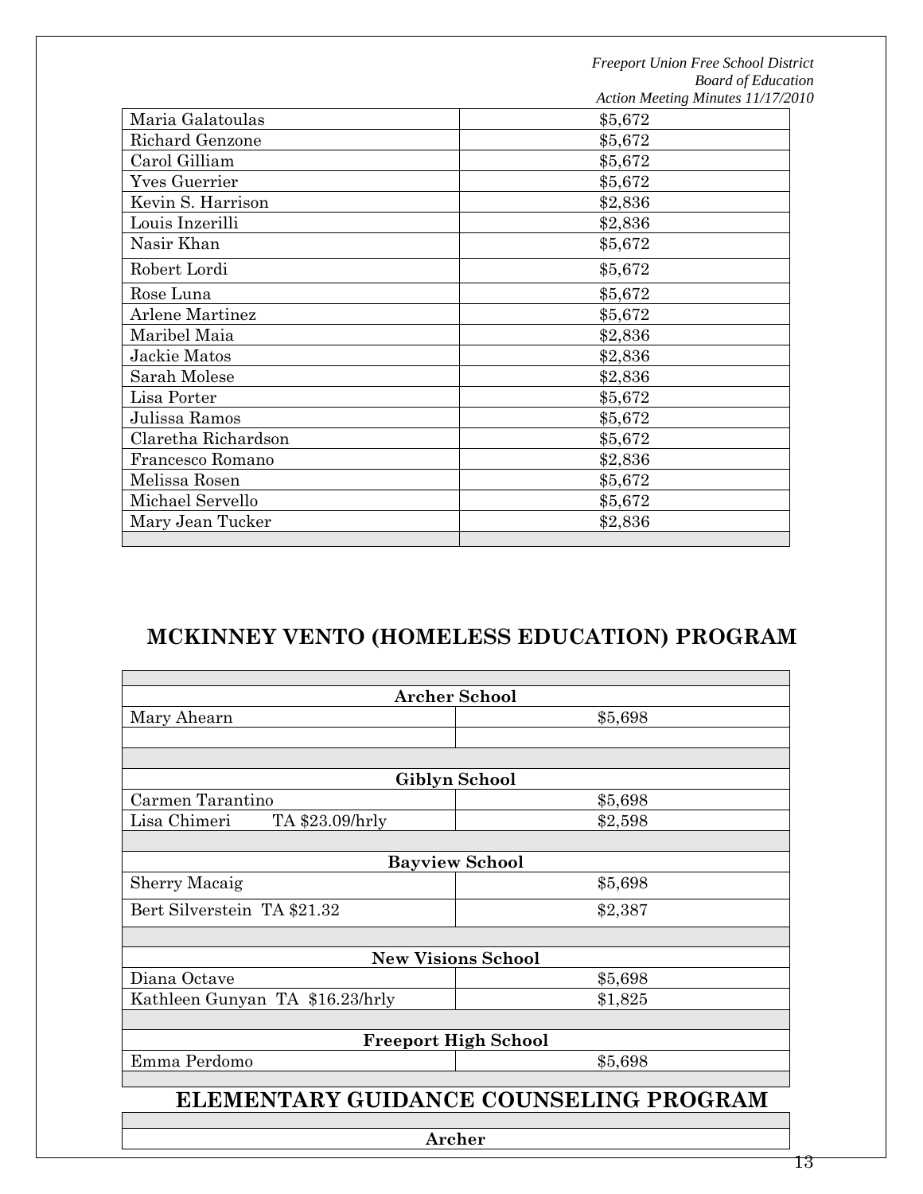| | |
|---|---|
| Maria Galatoulas | $5,672 |
| Richard Genzone | $5,672 |
| Carol Gilliam | $5,672 |
| Yves Guerrier | $5,672 |
| Kevin S. Harrison | $2,836 |
| Louis Inzerilli | $2,836 |
| Nasir Khan | $5,672 |
| Robert Lordi | $5,672 |
| Rose Luna | $5,672 |
| Arlene Martinez | $5,672 |
| Maribel Maia | $2,836 |
| Jackie Matos | $2,836 |
| Sarah Molese | $2,836 |
| Lisa Porter | $5,672 |
| Julissa Ramos | $5,672 |
| Claretha Richardson | $5,672 |
| Francesco Romano | $2,836 |
| Melissa Rosen | $5,672 |
| Michael Servello | $5,672 |
| Mary Jean Tucker | $2,836 |
| | |

## MCKINNEY VENTO (HOMELESS EDUCATION) PROGRAM

| | |
|---|---|
| **Archer School** | |
| Mary Ahearn | $5,698 |
| | |
| **Giblyn School** | |
| Carmen Tarantino | $5,698 |
| Lisa Chimeri TA $23.09/hrly | $2,598 |
| **Bayview School** | |
| Sherry Macaig | $5,698 |
| Bert Silverstein TA $21.32 | $2,387 |
| **New Visions School** | |
| Diana Octave | $5,698 |
| Kathleen Gunyan TA $16.23/hrly | $1,825 |
| **Freeport High School** | |
| Emma Perdomo | $5,698 |

## ELEMENTARY GUIDANCE COUNSELING PROGRAM

| |
|---|
| **Archer** |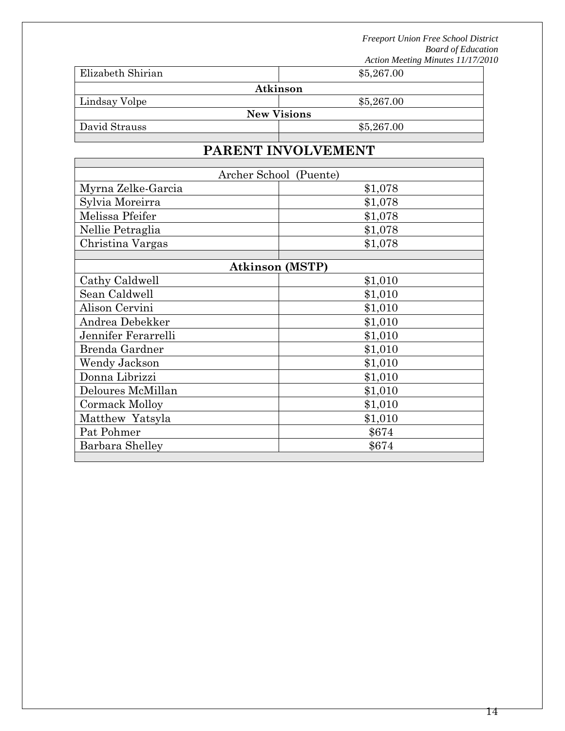| | |
|---|---|
| Elizabeth Shirian | $5,267.00 |
| **Atkinson** | |
| Lindsay Volpe | $5,267.00 |
| **New Visions** | |
| David Strauss | $5,267.00 |
| | |

## PARENT INVOLVEMENT

| | |
|---|---|
| | |
| Archer School (Puente) | |
| Myrna Zelke-Garcia | $1,078 |
| Sylvia Moreirra | $1,078 |
| Melissa Pfeifer | $1,078 |
| Nellie Petraglia | $1,078 |
| Christina Vargas | $1,078 |
| | |
| **Atkinson (MSTP)** | |
| Cathy Caldwell | $1,010 |
| Sean Caldwell | $1,010 |
| Alison Cervini | $1,010 |
| Andrea Debekker | $1,010 |
| Jennifer Ferarrelli | $1,010 |
| Brenda Gardner | $1,010 |
| Wendy Jackson | $1,010 |
| Donna Librizzi | $1,010 |
| Deloures McMillan | $1,010 |
| Cormack Molloy | $1,010 |
| Matthew Yatsyla | $1,010 |
| Pat Pohmer | $674 |
| Barbara Shelley | $674 |
| | |